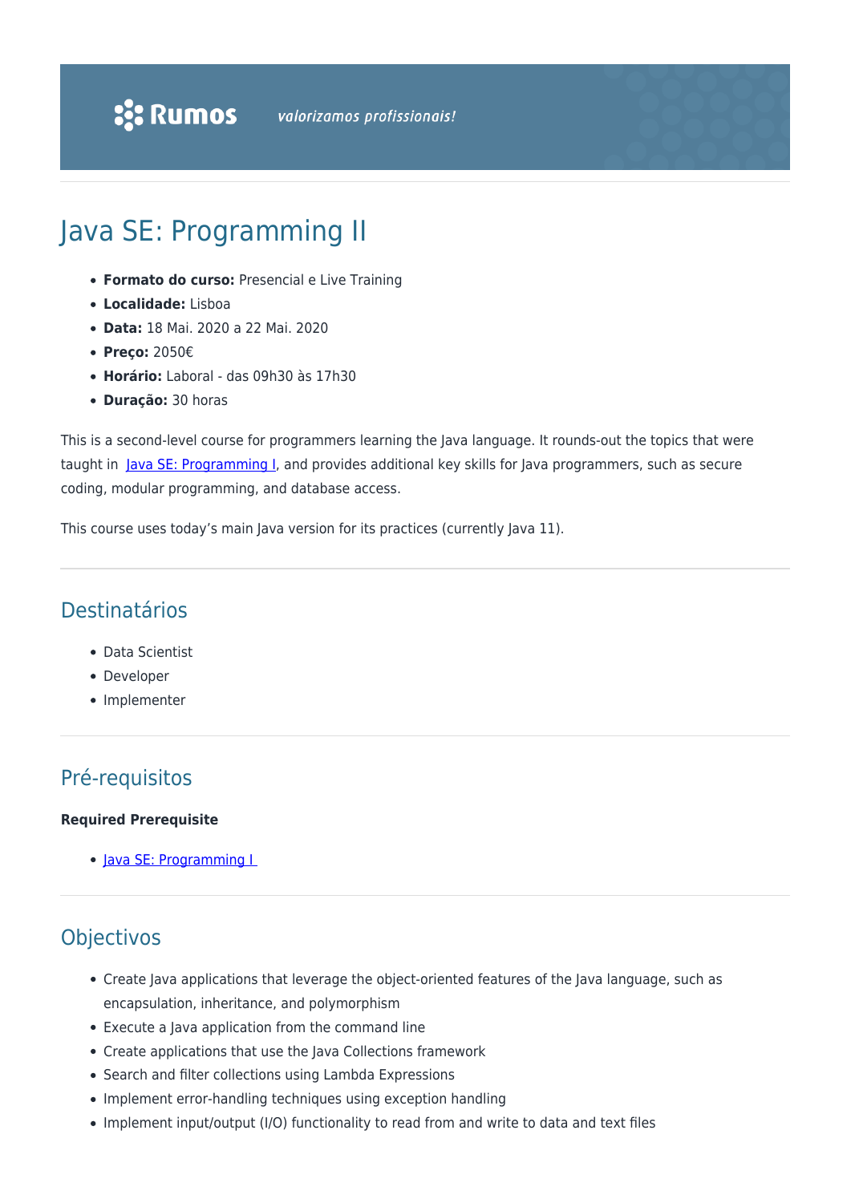Rumos *valorizamos profissionais!*

# Java SE: Programming II

- **Formato do curso:** Presencial e Live Training
- **Localidade:** Lisboa
- **Data:** 18 Mai. 2020 a 22 Mai. 2020
- **Preço:** 2050€
- **Horário:** Laboral - das 09h30 às 17h30
- **Duração:** 30 horas

This is a second-level course for programmers learning the Java language. It rounds-out the topics that were taught in Java SE: Programming I, and provides additional key skills for Java programmers, such as secure coding, modular programming, and database access.

This course uses today's main Java version for its practices (currently Java 11).

## Destinatários

- Data Scientist
- Developer
- Implementer

## Pré-requisitos

**Required Prerequisite**

- Java SE: Programming I

## Objectivos

- Create Java applications that leverage the object-oriented features of the Java language, such as encapsulation, inheritance, and polymorphism
- Execute a Java application from the command line
- Create applications that use the Java Collections framework
- Search and filter collections using Lambda Expressions
- Implement error-handling techniques using exception handling
- Implement input/output (I/O) functionality to read from and write to data and text files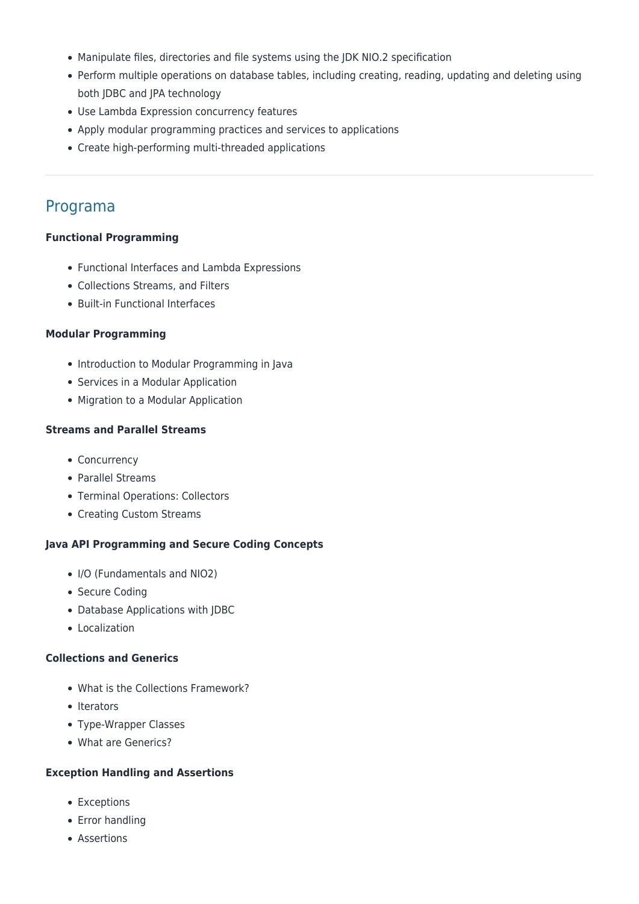- Manipulate files, directories and file systems using the JDK NIO.2 specification
- Perform multiple operations on database tables, including creating, reading, updating and deleting using both JDBC and JPA technology
- Use Lambda Expression concurrency features
- Apply modular programming practices and services to applications
- Create high-performing multi-threaded applications

## Programa

**Functional Programming**

- Functional Interfaces and Lambda Expressions
- Collections Streams, and Filters
- Built-in Functional Interfaces

**Modular Programming**

- Introduction to Modular Programming in Java
- Services in a Modular Application
- Migration to a Modular Application

**Streams and Parallel Streams**

- Concurrency
- Parallel Streams
- Terminal Operations: Collectors
- Creating Custom Streams

**Java API Programming and Secure Coding Concepts**

- I/O (Fundamentals and NIO2)
- Secure Coding
- Database Applications with JDBC
- Localization

**Collections and Generics**

- What is the Collections Framework?
- Iterators
- Type-Wrapper Classes
- What are Generics?

**Exception Handling and Assertions**

- Exceptions
- Error handling
- Assertions